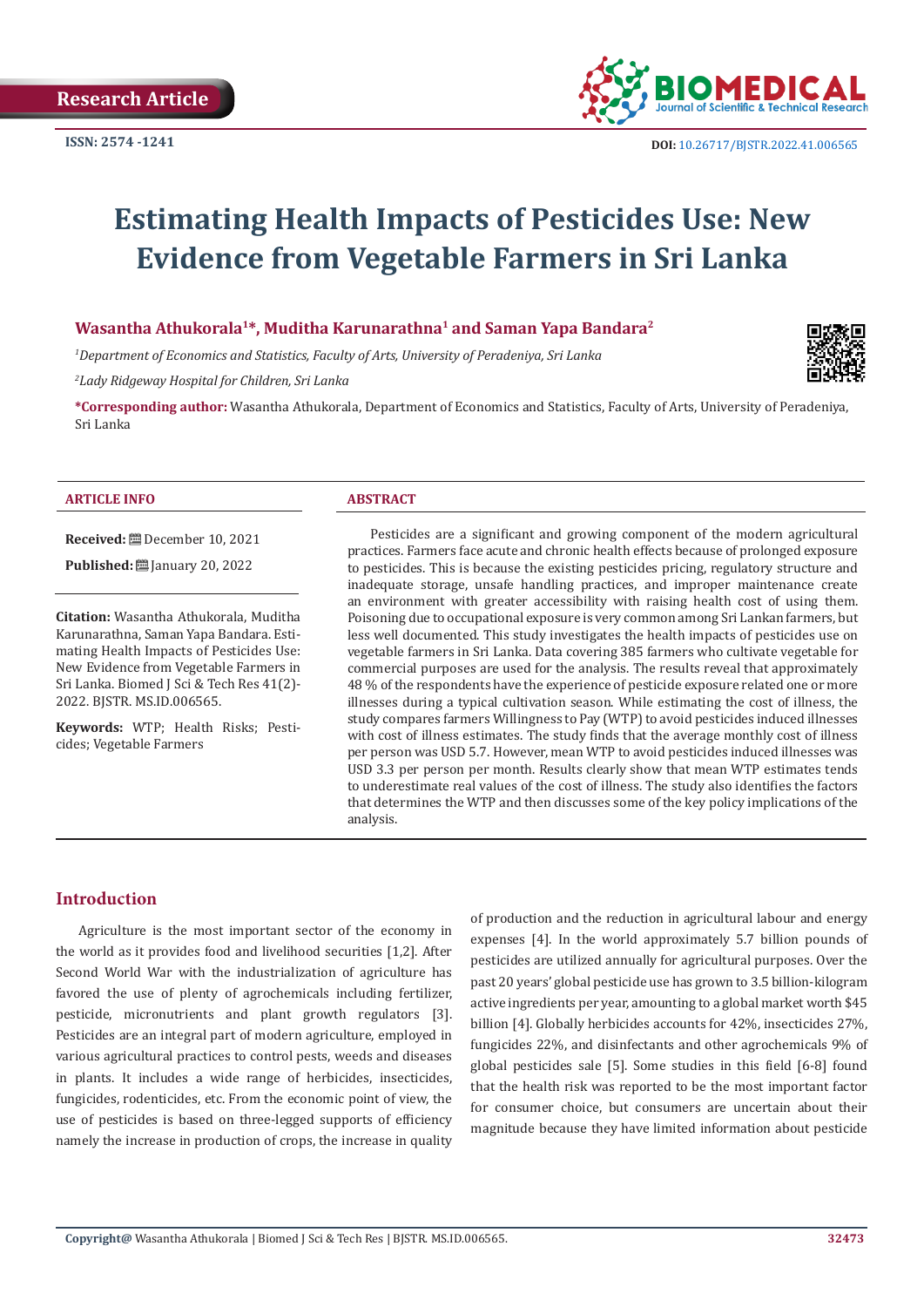Research Article

ISSN: 2574 -1241

DOI: 10.26717/BJSTR.2022.41.006565

# Estimating Health Impacts of Pesticides Use: New Evidence from Vegetable Farmers in Sri Lanka

**Wasantha Athukorala[1]*, Muditha Karunarathna[1] and Saman Yapa Bandara[2]**

[1]*Department of Economics and Statistics, Faculty of Arts, University of Peradeniya, Sri Lanka*

[2]*Lady Ridgeway Hospital for Children, Sri Lanka*

**\*Corresponding author:** Wasantha Athukorala, Department of Economics and Statistics, Faculty of Arts, University of Peradeniya, Sri Lanka

### ARTICLE INFO

**Received:** December 10, 2021

**Published:** January 20, 2022

**Citation:** Wasantha Athukorala, Muditha Karunarathna, Saman Yapa Bandara. Estimating Health Impacts of Pesticides Use: New Evidence from Vegetable Farmers in Sri Lanka. Biomed J Sci & Tech Res 41(2)-2022. BJSTR. MS.ID.006565.

**Keywords:** WTP; Health Risks; Pesticides; Vegetable Farmers

### ABSTRACT

Pesticides are a significant and growing component of the modern agricultural practices. Farmers face acute and chronic health effects because of prolonged exposure to pesticides. This is because the existing pesticides pricing, regulatory structure and inadequate storage, unsafe handling practices, and improper maintenance create an environment with greater accessibility with raising health cost of using them. Poisoning due to occupational exposure is very common among Sri Lankan farmers, but less well documented. This study investigates the health impacts of pesticides use on vegetable farmers in Sri Lanka. Data covering 385 farmers who cultivate vegetable for commercial purposes are used for the analysis. The results reveal that approximately 48 % of the respondents have the experience of pesticide exposure related one or more illnesses during a typical cultivation season. While estimating the cost of illness, the study compares farmers Willingness to Pay (WTP) to avoid pesticides induced illnesses with cost of illness estimates. The study finds that the average monthly cost of illness per person was USD 5.7. However, mean WTP to avoid pesticides induced illnesses was USD 3.3 per person per month. Results clearly show that mean WTP estimates tends to underestimate real values of the cost of illness. The study also identifies the factors that determines the WTP and then discusses some of the key policy implications of the analysis.

## Introduction

Agriculture is the most important sector of the economy in the world as it provides food and livelihood securities [1,2]. After Second World War with the industrialization of agriculture has favored the use of plenty of agrochemicals including fertilizer, pesticide, micronutrients and plant growth regulators [3]. Pesticides are an integral part of modern agriculture, employed in various agricultural practices to control pests, weeds and diseases in plants. It includes a wide range of herbicides, insecticides, fungicides, rodenticides, etc. From the economic point of view, the use of pesticides is based on three-legged supports of efficiency namely the increase in production of crops, the increase in quality of production and the reduction in agricultural labour and energy expenses [4]. In the world approximately 5.7 billion pounds of pesticides are utilized annually for agricultural purposes. Over the past 20 years' global pesticide use has grown to 3.5 billion-kilogram active ingredients per year, amounting to a global market worth $45 billion [4]. Globally herbicides accounts for 42%, insecticides 27%, fungicides 22%, and disinfectants and other agrochemicals 9% of global pesticides sale [5]. Some studies in this field [6-8] found that the health risk was reported to be the most important factor for consumer choice, but consumers are uncertain about their magnitude because they have limited information about pesticide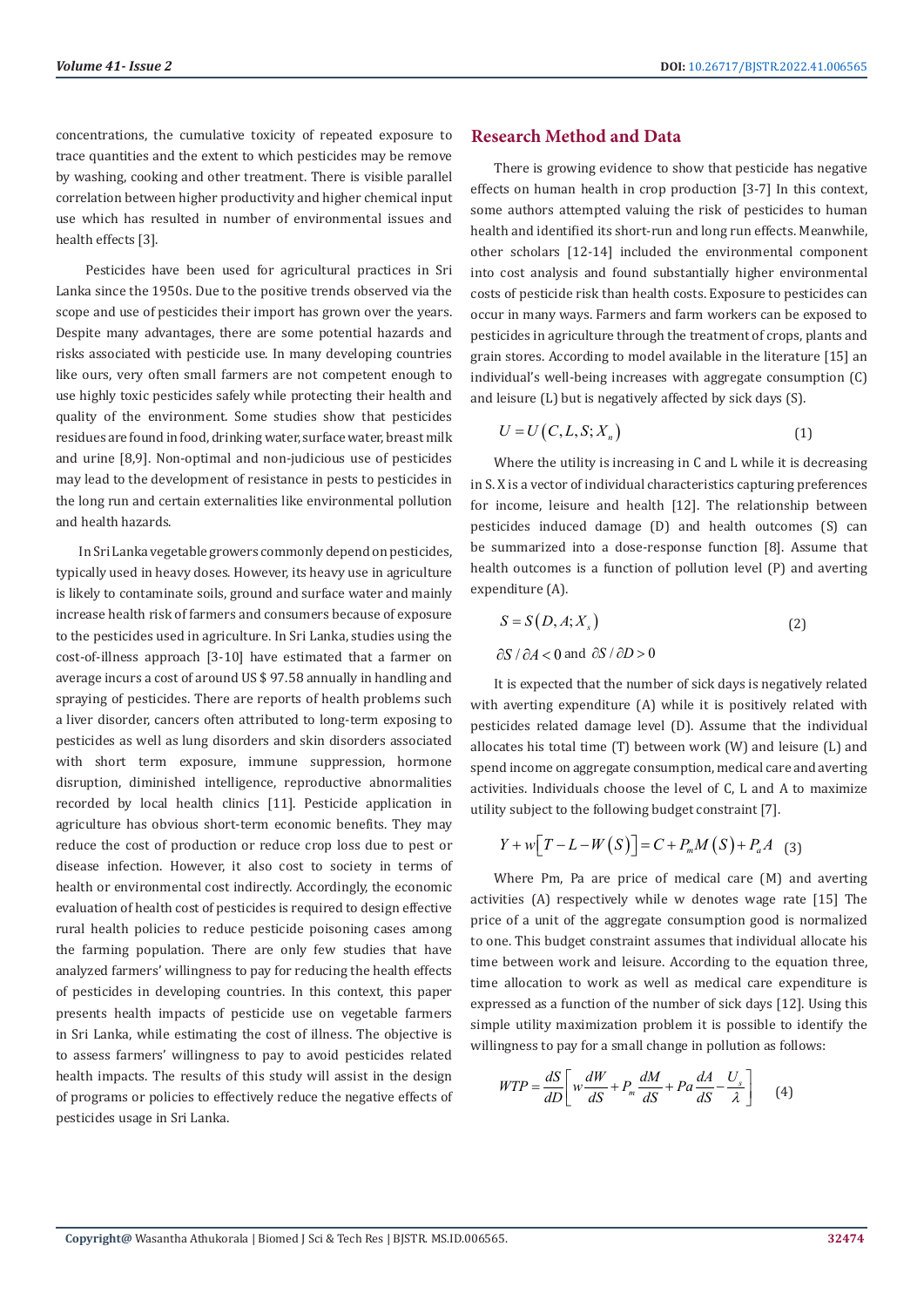concentrations, the cumulative toxicity of repeated exposure to trace quantities and the extent to which pesticides may be remove by washing, cooking and other treatment. There is visible parallel correlation between higher productivity and higher chemical input use which has resulted in number of environmental issues and health effects [3].

Pesticides have been used for agricultural practices in Sri Lanka since the 1950s. Due to the positive trends observed via the scope and use of pesticides their import has grown over the years. Despite many advantages, there are some potential hazards and risks associated with pesticide use. In many developing countries like ours, very often small farmers are not competent enough to use highly toxic pesticides safely while protecting their health and quality of the environment. Some studies show that pesticides residues are found in food, drinking water, surface water, breast milk and urine [8,9]. Non-optimal and non-judicious use of pesticides may lead to the development of resistance in pests to pesticides in the long run and certain externalities like environmental pollution and health hazards.

In Sri Lanka vegetable growers commonly depend on pesticides, typically used in heavy doses. However, its heavy use in agriculture is likely to contaminate soils, ground and surface water and mainly increase health risk of farmers and consumers because of exposure to the pesticides used in agriculture. In Sri Lanka, studies using the cost-of-illness approach [3-10] have estimated that a farmer on average incurs a cost of around US $ 97.58 annually in handling and spraying of pesticides. There are reports of health problems such a liver disorder, cancers often attributed to long-term exposing to pesticides as well as lung disorders and skin disorders associated with short term exposure, immune suppression, hormone disruption, diminished intelligence, reproductive abnormalities recorded by local health clinics [11]. Pesticide application in agriculture has obvious short-term economic benefits. They may reduce the cost of production or reduce crop loss due to pest or disease infection. However, it also cost to society in terms of health or environmental cost indirectly. Accordingly, the economic evaluation of health cost of pesticides is required to design effective rural health policies to reduce pesticide poisoning cases among the farming population. There are only few studies that have analyzed farmers' willingness to pay for reducing the health effects of pesticides in developing countries. In this context, this paper presents health impacts of pesticide use on vegetable farmers in Sri Lanka, while estimating the cost of illness. The objective is to assess farmers' willingness to pay to avoid pesticides related health impacts. The results of this study will assist in the design of programs or policies to effectively reduce the negative effects of pesticides usage in Sri Lanka.

## Research Method and Data

There is growing evidence to show that pesticide has negative effects on human health in crop production [3-7] In this context, some authors attempted valuing the risk of pesticides to human health and identified its short-run and long run effects. Meanwhile, other scholars [12-14] included the environmental component into cost analysis and found substantially higher environmental costs of pesticide risk than health costs. Exposure to pesticides can occur in many ways. Farmers and farm workers can be exposed to pesticides in agriculture through the treatment of crops, plants and grain stores. According to model available in the literature [15] an individual's well-being increases with aggregate consumption (C) and leisure (L) but is negatively affected by sick days (S).

$$U = U\left(C, L, S; X_n\right) \quad (1)$$

Where the utility is increasing in C and L while it is decreasing in S. X is a vector of individual characteristics capturing preferences for income, leisure and health [12]. The relationship between pesticides induced damage (D) and health outcomes (S) can be summarized into a dose-response function [8]. Assume that health outcomes is a function of pollution level (P) and averting expenditure (A).

$$S = S\left(D, A; X_s\right) \quad (2)$$

$\partial S / \partial A < 0$ and $\partial S / \partial D > 0$

It is expected that the number of sick days is negatively related with averting expenditure (A) while it is positively related with pesticides related damage level (D). Assume that the individual allocates his total time (T) between work (W) and leisure (L) and spend income on aggregate consumption, medical care and averting activities. Individuals choose the level of C, L and A to maximize utility subject to the following budget constraint [7].

$$Y + w\left[T - L - W\left(S\right)\right] = C + P_m M\left(S\right) + P_a A \quad (3)$$

Where Pm, Pa are price of medical care (M) and averting activities (A) respectively while w denotes wage rate [15] The price of a unit of the aggregate consumption good is normalized to one. This budget constraint assumes that individual allocate his time between work and leisure. According to the equation three, time allocation to work as well as medical care expenditure is expressed as a function of the number of sick days [12]. Using this simple utility maximization problem it is possible to identify the willingness to pay for a small change in pollution as follows:

$$WTP = \frac{dS}{dD}\left[w\frac{dW}{dS} + P_m\frac{dM}{dS} + Pa\frac{dA}{dS} - \frac{U_s}{\lambda}\right] \quad (4)$$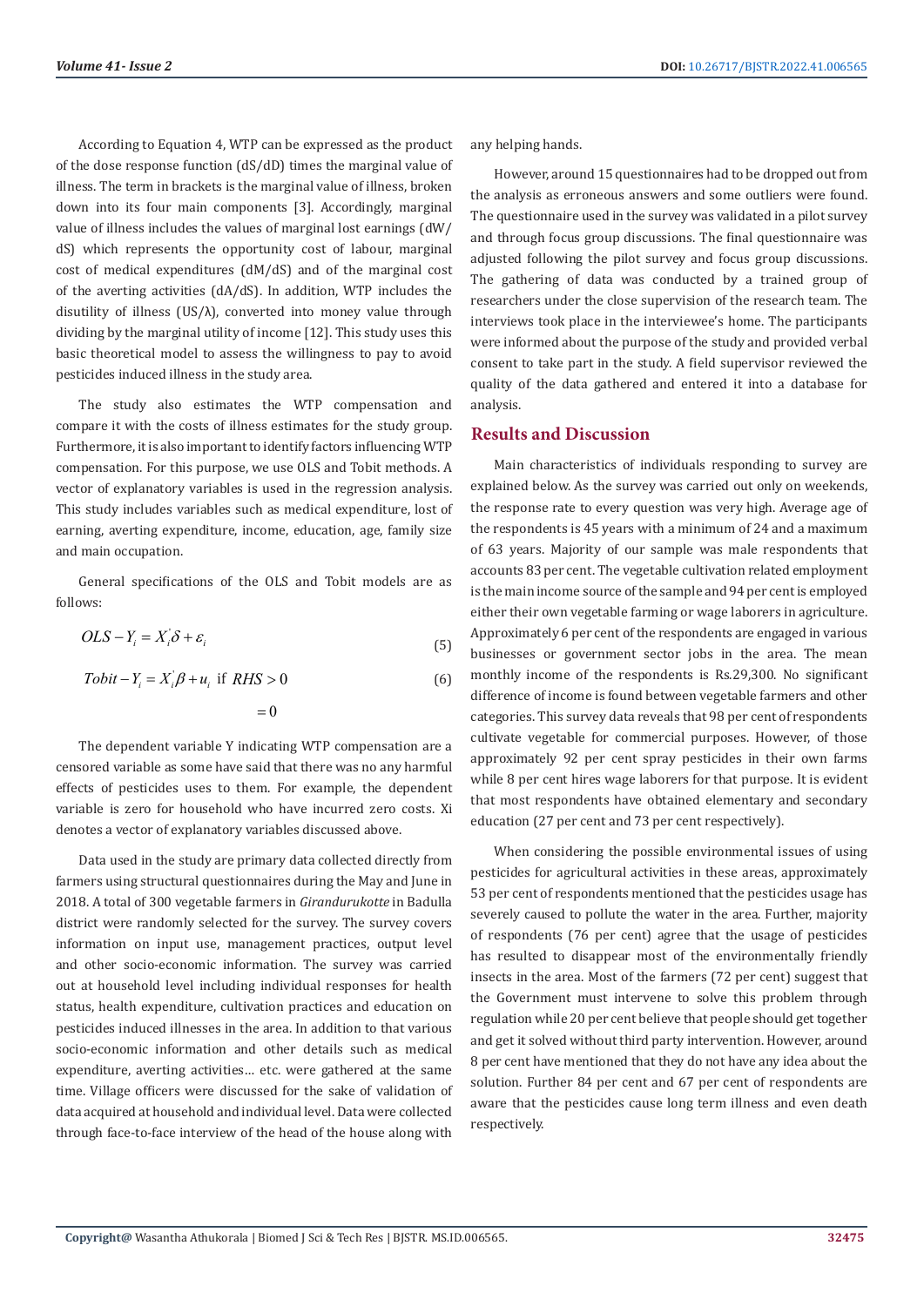According to Equation 4, WTP can be expressed as the product of the dose response function (dS/dD) times the marginal value of illness. The term in brackets is the marginal value of illness, broken down into its four main components [3]. Accordingly, marginal value of illness includes the values of marginal lost earnings (dW/dS) which represents the opportunity cost of labour, marginal cost of medical expenditures (dM/dS) and of the marginal cost of the averting activities (dA/dS). In addition, WTP includes the disutility of illness (US/λ), converted into money value through dividing by the marginal utility of income [12]. This study uses this basic theoretical model to assess the willingness to pay to avoid pesticides induced illness in the study area.

The study also estimates the WTP compensation and compare it with the costs of illness estimates for the study group. Furthermore, it is also important to identify factors influencing WTP compensation. For this purpose, we use OLS and Tobit methods. A vector of explanatory variables is used in the regression analysis. This study includes variables such as medical expenditure, lost of earning, averting expenditure, income, education, age, family size and main occupation.

General specifications of the OLS and Tobit models are as follows:

$$OLS - Y_i = X_i^{'}\delta + \varepsilon_i \tag{5}$$

$$Tobit - Y_i = X_i^{'}\beta + u_i \text{ if } RHS > 0 \tag{6}$$
$$= 0$$

The dependent variable Y indicating WTP compensation are a censored variable as some have said that there was no any harmful effects of pesticides uses to them. For example, the dependent variable is zero for household who have incurred zero costs. Xi denotes a vector of explanatory variables discussed above.

Data used in the study are primary data collected directly from farmers using structural questionnaires during the May and June in 2018. A total of 300 vegetable farmers in *Girandurukotte* in Badulla district were randomly selected for the survey. The survey covers information on input use, management practices, output level and other socio-economic information. The survey was carried out at household level including individual responses for health status, health expenditure, cultivation practices and education on pesticides induced illnesses in the area. In addition to that various socio-economic information and other details such as medical expenditure, averting activities… etc. were gathered at the same time. Village officers were discussed for the sake of validation of data acquired at household and individual level. Data were collected through face-to-face interview of the head of the house along with any helping hands.

However, around 15 questionnaires had to be dropped out from the analysis as erroneous answers and some outliers were found. The questionnaire used in the survey was validated in a pilot survey and through focus group discussions. The final questionnaire was adjusted following the pilot survey and focus group discussions. The gathering of data was conducted by a trained group of researchers under the close supervision of the research team. The interviews took place in the interviewee's home. The participants were informed about the purpose of the study and provided verbal consent to take part in the study. A field supervisor reviewed the quality of the data gathered and entered it into a database for analysis.

## Results and Discussion

Main characteristics of individuals responding to survey are explained below. As the survey was carried out only on weekends, the response rate to every question was very high. Average age of the respondents is 45 years with a minimum of 24 and a maximum of 63 years. Majority of our sample was male respondents that accounts 83 per cent. The vegetable cultivation related employment is the main income source of the sample and 94 per cent is employed either their own vegetable farming or wage laborers in agriculture. Approximately 6 per cent of the respondents are engaged in various businesses or government sector jobs in the area. The mean monthly income of the respondents is Rs.29,300. No significant difference of income is found between vegetable farmers and other categories. This survey data reveals that 98 per cent of respondents cultivate vegetable for commercial purposes. However, of those approximately 92 per cent spray pesticides in their own farms while 8 per cent hires wage laborers for that purpose. It is evident that most respondents have obtained elementary and secondary education (27 per cent and 73 per cent respectively).

When considering the possible environmental issues of using pesticides for agricultural activities in these areas, approximately 53 per cent of respondents mentioned that the pesticides usage has severely caused to pollute the water in the area. Further, majority of respondents (76 per cent) agree that the usage of pesticides has resulted to disappear most of the environmentally friendly insects in the area. Most of the farmers (72 per cent) suggest that the Government must intervene to solve this problem through regulation while 20 per cent believe that people should get together and get it solved without third party intervention. However, around 8 per cent have mentioned that they do not have any idea about the solution. Further 84 per cent and 67 per cent of respondents are aware that the pesticides cause long term illness and even death respectively.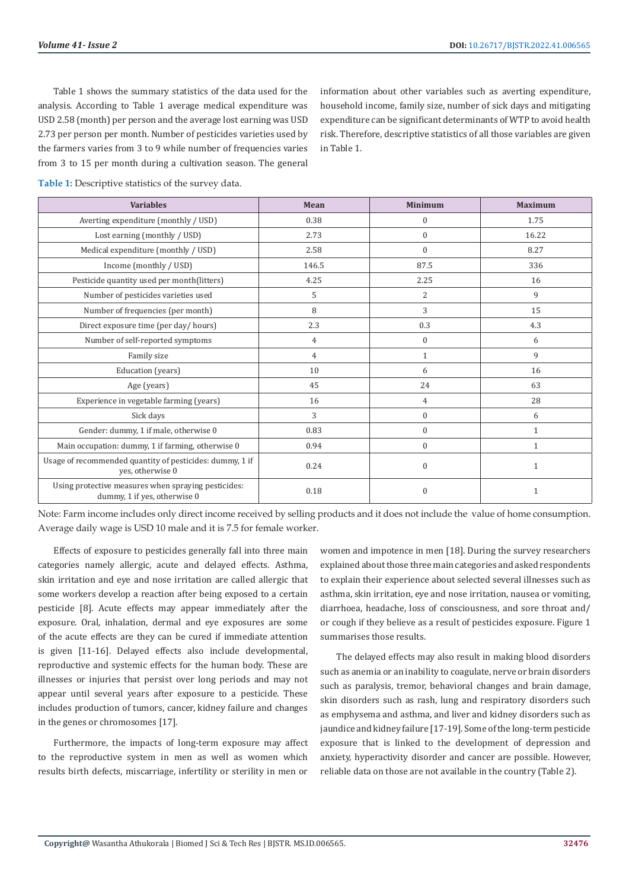Table 1 shows the summary statistics of the data used for the analysis. According to Table 1 average medical expenditure was USD 2.58 (month) per person and the average lost earning was USD 2.73 per person per month. Number of pesticides varieties used by the farmers varies from 3 to 9 while number of frequencies varies from 3 to 15 per month during a cultivation season. The general information about other variables such as averting expenditure, household income, family size, number of sick days and mitigating expenditure can be significant determinants of WTP to avoid health risk. Therefore, descriptive statistics of all those variables are given in Table 1.

**Table 1:** Descriptive statistics of the survey data.

| Variables | Mean | Minimum | Maximum |
| --- | --- | --- | --- |
| Averting expenditure (monthly / USD) | 0.38 | 0 | 1.75 |
| Lost earning (monthly / USD) | 2.73 | 0 | 16.22 |
| Medical expenditure (monthly / USD) | 2.58 | 0 | 8.27 |
| Income (monthly / USD) | 146.5 | 87.5 | 336 |
| Pesticide quantity used per month(litters) | 4.25 | 2.25 | 16 |
| Number of pesticides varieties used | 5 | 2 | 9 |
| Number of frequencies (per month) | 8 | 3 | 15 |
| Direct exposure time (per day/ hours) | 2.3 | 0.3 | 4.3 |
| Number of self-reported symptoms | 4 | 0 | 6 |
| Family size | 4 | 1 | 9 |
| Education (years) | 10 | 6 | 16 |
| Age (years) | 45 | 24 | 63 |
| Experience in vegetable farming (years) | 16 | 4 | 28 |
| Sick days | 3 | 0 | 6 |
| Gender: dummy, 1 if male, otherwise 0 | 0.83 | 0 | 1 |
| Main occupation: dummy, 1 if farming, otherwise 0 | 0.94 | 0 | 1 |
| Usage of recommended quantity of pesticides: dummy, 1 if yes, otherwise 0 | 0.24 | 0 | 1 |
| Using protective measures when spraying pesticides: dummy, 1 if yes, otherwise 0 | 0.18 | 0 | 1 |

Note: Farm income includes only direct income received by selling products and it does not include the value of home consumption. Average daily wage is USD 10 male and it is 7.5 for female worker.

Effects of exposure to pesticides generally fall into three main categories namely allergic, acute and delayed effects. Asthma, skin irritation and eye and nose irritation are called allergic that some workers develop a reaction after being exposed to a certain pesticide [8]. Acute effects may appear immediately after the exposure. Oral, inhalation, dermal and eye exposures are some of the acute effects are they can be cured if immediate attention is given [11-16]. Delayed effects also include developmental, reproductive and systemic effects for the human body. These are illnesses or injuries that persist over long periods and may not appear until several years after exposure to a pesticide. These includes production of tumors, cancer, kidney failure and changes in the genes or chromosomes [17].

Furthermore, the impacts of long-term exposure may affect to the reproductive system in men as well as women which results birth defects, miscarriage, infertility or sterility in men or women and impotence in men [18]. During the survey researchers explained about those three main categories and asked respondents to explain their experience about selected several illnesses such as asthma, skin irritation, eye and nose irritation, nausea or vomiting, diarrhoea, headache, loss of consciousness, and sore throat and/or cough if they believe as a result of pesticides exposure. Figure 1 summarises those results.

The delayed effects may also result in making blood disorders such as anemia or an inability to coagulate, nerve or brain disorders such as paralysis, tremor, behavioral changes and brain damage, skin disorders such as rash, lung and respiratory disorders such as emphysema and asthma, and liver and kidney disorders such as jaundice and kidney failure [17-19]. Some of the long-term pesticide exposure that is linked to the development of depression and anxiety, hyperactivity disorder and cancer are possible. However, reliable data on those are not available in the country (Table 2).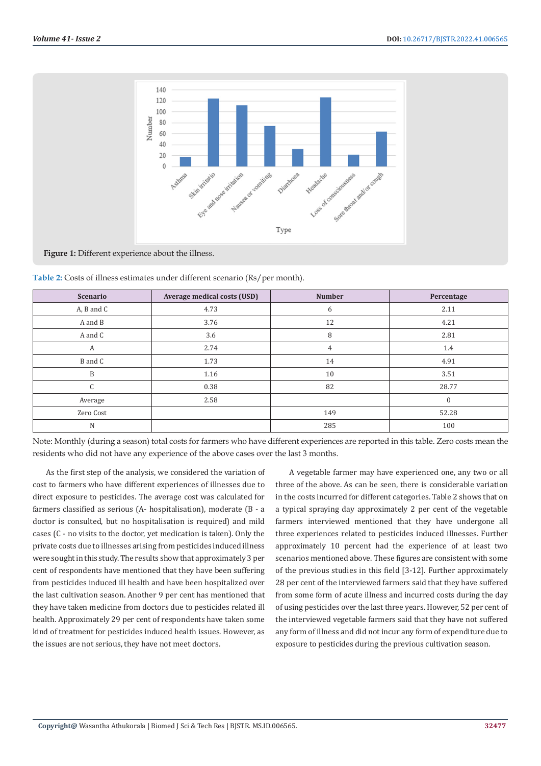**Figure 1:** Different experience about the illness.

**Table 2:** Costs of illness estimates under different scenario (Rs/per month).

| Scenario | Average medical costs (USD) | Number | Percentage |
|---|---|---|---|
| A, B and C | 4.73 | 6 | 2.11 |
| A and B | 3.76 | 12 | 4.21 |
| A and C | 3.6 | 8 | 2.81 |
| A | 2.74 | 4 | 1.4 |
| B and C | 1.73 | 14 | 4.91 |
| B | 1.16 | 10 | 3.51 |
| C | 0.38 | 82 | 28.77 |
| Average | 2.58 | | 0 |
| Zero Cost | | 149 | 52.28 |
| N | | 285 | 100 |

Note: Monthly (during a season) total costs for farmers who have different experiences are reported in this table. Zero costs mean the residents who did not have any experience of the above cases over the last 3 months.

As the first step of the analysis, we considered the variation of cost to farmers who have different experiences of illnesses due to direct exposure to pesticides. The average cost was calculated for farmers classified as serious (A- hospitalisation), moderate (B - a doctor is consulted, but no hospitalisation is required) and mild cases (C - no visits to the doctor, yet medication is taken). Only the private costs due to illnesses arising from pesticides induced illness were sought in this study. The results show that approximately 3 per cent of respondents have mentioned that they have been suffering from pesticides induced ill health and have been hospitalized over the last cultivation season. Another 9 per cent has mentioned that they have taken medicine from doctors due to pesticides related ill health. Approximately 29 per cent of respondents have taken some kind of treatment for pesticides induced health issues. However, as the issues are not serious, they have not meet doctors.

A vegetable farmer may have experienced one, any two or all three of the above. As can be seen, there is considerable variation in the costs incurred for different categories. Table 2 shows that on a typical spraying day approximately 2 per cent of the vegetable farmers interviewed mentioned that they have undergone all three experiences related to pesticides induced illnesses. Further approximately 10 percent had the experience of at least two scenarios mentioned above. These figures are consistent with some of the previous studies in this field [3-12]. Further approximately 28 per cent of the interviewed farmers said that they have suffered from some form of acute illness and incurred costs during the day of using pesticides over the last three years. However, 52 per cent of the interviewed vegetable farmers said that they have not suffered any form of illness and did not incur any form of expenditure due to exposure to pesticides during the previous cultivation season.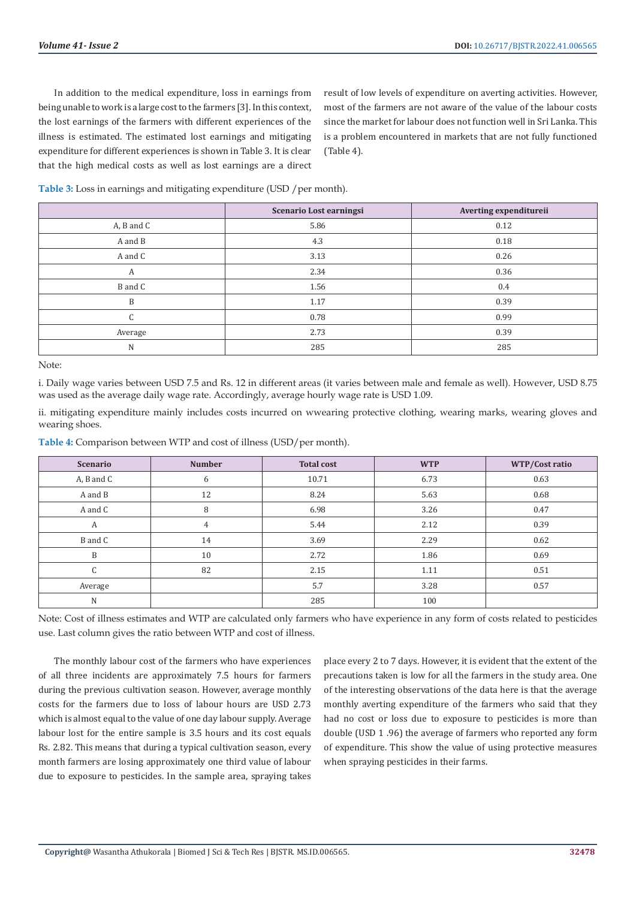In addition to the medical expenditure, loss in earnings from being unable to work is a large cost to the farmers [3]. In this context, the lost earnings of the farmers with different experiences of the illness is estimated. The estimated lost earnings and mitigating expenditure for different experiences is shown in Table 3. It is clear that the high medical costs as well as lost earnings are a direct result of low levels of expenditure on averting activities. However, most of the farmers are not aware of the value of the labour costs since the market for labour does not function well in Sri Lanka. This is a problem encountered in markets that are not fully functioned (Table 4).

**Table 3:** Loss in earnings and mitigating expenditure (USD /per month).

| | Scenario Lost earningsi | Averting expenditureii |
|---|---|---|
| A, B and C | 5.86 | 0.12 |
| A and B | 4.3 | 0.18 |
| A and C | 3.13 | 0.26 |
| A | 2.34 | 0.36 |
| B and C | 1.56 | 0.4 |
| B | 1.17 | 0.39 |
| C | 0.78 | 0.99 |
| Average | 2.73 | 0.39 |
| N | 285 | 285 |

Note:

i. Daily wage varies between USD 7.5 and Rs. 12 in different areas (it varies between male and female as well). However, USD 8.75 was used as the average daily wage rate. Accordingly, average hourly wage rate is USD 1.09.

ii. mitigating expenditure mainly includes costs incurred on wwearing protective clothing, wearing marks, wearing gloves and wearing shoes.

**Table 4:** Comparison between WTP and cost of illness (USD/per month).

| Scenario | Number | Total cost | WTP | WTP/Cost ratio |
|---|---|---|---|---|
| A, B and C | 6 | 10.71 | 6.73 | 0.63 |
| A and B | 12 | 8.24 | 5.63 | 0.68 |
| A and C | 8 | 6.98 | 3.26 | 0.47 |
| A | 4 | 5.44 | 2.12 | 0.39 |
| B and C | 14 | 3.69 | 2.29 | 0.62 |
| B | 10 | 2.72 | 1.86 | 0.69 |
| C | 82 | 2.15 | 1.11 | 0.51 |
| Average | | 5.7 | 3.28 | 0.57 |
| N | | 285 | 100 | |

Note: Cost of illness estimates and WTP are calculated only farmers who have experience in any form of costs related to pesticides use. Last column gives the ratio between WTP and cost of illness.

The monthly labour cost of the farmers who have experiences of all three incidents are approximately 7.5 hours for farmers during the previous cultivation season. However, average monthly costs for the farmers due to loss of labour hours are USD 2.73 which is almost equal to the value of one day labour supply. Average labour lost for the entire sample is 3.5 hours and its cost equals Rs. 2.82. This means that during a typical cultivation season, every month farmers are losing approximately one third value of labour due to exposure to pesticides. In the sample area, spraying takes place every 2 to 7 days. However, it is evident that the extent of the precautions taken is low for all the farmers in the study area. One of the interesting observations of the data here is that the average monthly averting expenditure of the farmers who said that they had no cost or loss due to exposure to pesticides is more than double (USD 1 .96) the average of farmers who reported any form of expenditure. This show the value of using protective measures when spraying pesticides in their farms.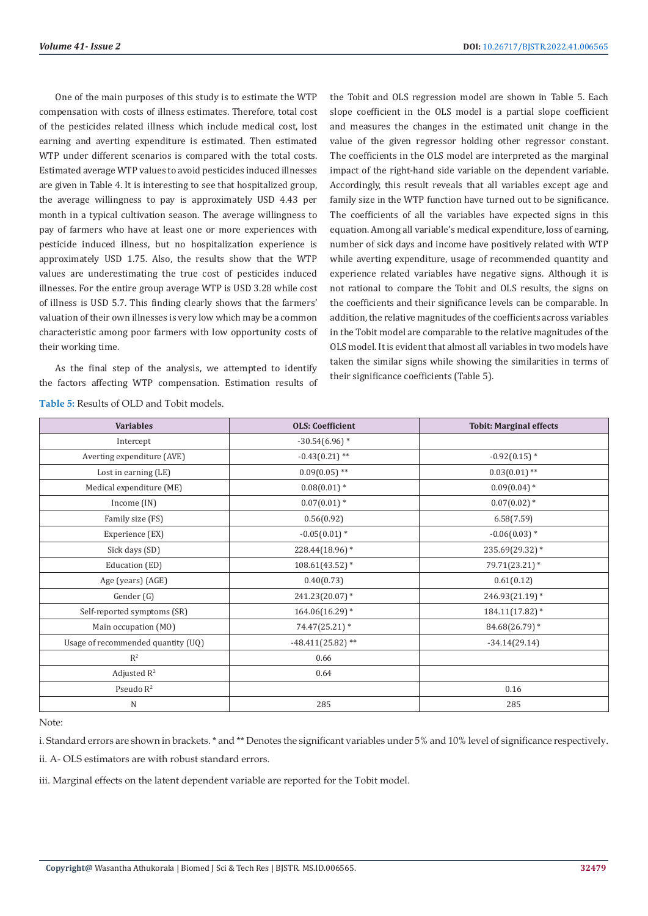One of the main purposes of this study is to estimate the WTP compensation with costs of illness estimates. Therefore, total cost of the pesticides related illness which include medical cost, lost earning and averting expenditure is estimated. Then estimated WTP under different scenarios is compared with the total costs. Estimated average WTP values to avoid pesticides induced illnesses are given in Table 4. It is interesting to see that hospitalized group, the average willingness to pay is approximately USD 4.43 per month in a typical cultivation season. The average willingness to pay of farmers who have at least one or more experiences with pesticide induced illness, but no hospitalization experience is approximately USD 1.75. Also, the results show that the WTP values are underestimating the true cost of pesticides induced illnesses. For the entire group average WTP is USD 3.28 while cost of illness is USD 5.7. This finding clearly shows that the farmers' valuation of their own illnesses is very low which may be a common characteristic among poor farmers with low opportunity costs of their working time.

As the final step of the analysis, we attempted to identify the factors affecting WTP compensation. Estimation results of the Tobit and OLS regression model are shown in Table 5. Each slope coefficient in the OLS model is a partial slope coefficient and measures the changes in the estimated unit change in the value of the given regressor holding other regressor constant. The coefficients in the OLS model are interpreted as the marginal impact of the right-hand side variable on the dependent variable. Accordingly, this result reveals that all variables except age and family size in the WTP function have turned out to be significance. The coefficients of all the variables have expected signs in this equation. Among all variable's medical expenditure, loss of earning, number of sick days and income have positively related with WTP while averting expenditure, usage of recommended quantity and experience related variables have negative signs. Although it is not rational to compare the Tobit and OLS results, the signs on the coefficients and their significance levels can be comparable. In addition, the relative magnitudes of the coefficients across variables in the Tobit model are comparable to the relative magnitudes of the OLS model. It is evident that almost all variables in two models have taken the similar signs while showing the similarities in terms of their significance coefficients (Table 5).

**Table 5:** Results of OLD and Tobit models.

| Variables | OLS: Coefficient | Tobit: Marginal effects |
|---|---|---|
| Intercept | -30.54(6.96) * | |
| Averting expenditure (AVE) | -0.43(0.21) ** | -0.92(0.15) * |
| Lost in earning (LE) | 0.09(0.05) ** | 0.03(0.01) ** |
| Medical expenditure (ME) | 0.08(0.01) * | 0.09(0.04) * |
| Income (IN) | 0.07(0.01) * | 0.07(0.02) * |
| Family size (FS) | 0.56(0.92) | 6.58(7.59) |
| Experience (EX) | -0.05(0.01) * | -0.06(0.03) * |
| Sick days (SD) | 228.44(18.96) * | 235.69(29.32) * |
| Education (ED) | 108.61(43.52) * | 79.71(23.21) * |
| Age (years) (AGE) | 0.40(0.73) | 0.61(0.12) |
| Gender (G) | 241.23(20.07) * | 246.93(21.19) * |
| Self-reported symptoms (SR) | 164.06(16.29) * | 184.11(17.82) * |
| Main occupation (MO) | 74.47(25.21) * | 84.68(26.79) * |
| Usage of recommended quantity (UQ) | -48.411(25.82) ** | -34.14(29.14) |
| $R^2$ | 0.66 | |
| Adjusted $R^2$ | 0.64 | |
| Pseudo $R^2$ | | 0.16 |
| N | 285 | 285 |

Note:

i. Standard errors are shown in brackets. * and ** Denotes the significant variables under 5% and 10% level of significance respectively.

ii. A- OLS estimators are with robust standard errors.

iii. Marginal effects on the latent dependent variable are reported for the Tobit model.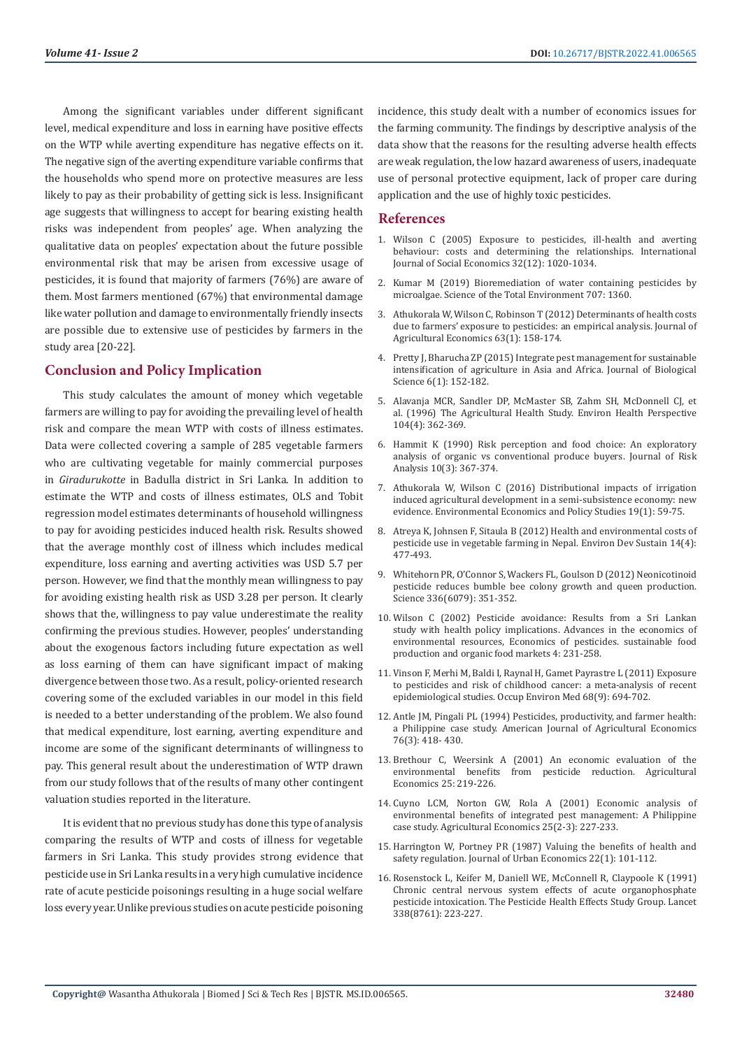Among the significant variables under different significant level, medical expenditure and loss in earning have positive effects on the WTP while averting expenditure has negative effects on it. The negative sign of the averting expenditure variable confirms that the households who spend more on protective measures are less likely to pay as their probability of getting sick is less. Insignificant age suggests that willingness to accept for bearing existing health risks was independent from peoples' age. When analyzing the qualitative data on peoples' expectation about the future possible environmental risk that may be arisen from excessive usage of pesticides, it is found that majority of farmers (76%) are aware of them. Most farmers mentioned (67%) that environmental damage like water pollution and damage to environmentally friendly insects are possible due to extensive use of pesticides by farmers in the study area [20-22].

## Conclusion and Policy Implication

This study calculates the amount of money which vegetable farmers are willing to pay for avoiding the prevailing level of health risk and compare the mean WTP with costs of illness estimates. Data were collected covering a sample of 285 vegetable farmers who are cultivating vegetable for mainly commercial purposes in *Giradurukotte* in Badulla district in Sri Lanka. In addition to estimate the WTP and costs of illness estimates, OLS and Tobit regression model estimates determinants of household willingness to pay for avoiding pesticides induced health risk. Results showed that the average monthly cost of illness which includes medical expenditure, loss earning and averting activities was USD 5.7 per person. However, we find that the monthly mean willingness to pay for avoiding existing health risk as USD 3.28 per person. It clearly shows that the, willingness to pay value underestimate the reality confirming the previous studies. However, peoples' understanding about the exogenous factors including future expectation as well as loss earning of them can have significant impact of making divergence between those two. As a result, policy-oriented research covering some of the excluded variables in our model in this field is needed to a better understanding of the problem. We also found that medical expenditure, lost earning, averting expenditure and income are some of the significant determinants of willingness to pay. This general result about the underestimation of WTP drawn from our study follows that of the results of many other contingent valuation studies reported in the literature.

It is evident that no previous study has done this type of analysis comparing the results of WTP and costs of illness for vegetable farmers in Sri Lanka. This study provides strong evidence that pesticide use in Sri Lanka results in a very high cumulative incidence rate of acute pesticide poisonings resulting in a huge social welfare loss every year. Unlike previous studies on acute pesticide poisoning incidence, this study dealt with a number of economics issues for the farming community. The findings by descriptive analysis of the data show that the reasons for the resulting adverse health effects are weak regulation, the low hazard awareness of users, inadequate use of personal protective equipment, lack of proper care during application and the use of highly toxic pesticides.

## References

1. Wilson C (2005) Exposure to pesticides, ill-health and averting behaviour: costs and determining the relationships. International Journal of Social Economics 32(12): 1020-1034.
2. Kumar M (2019) Bioremediation of water containing pesticides by microalgae. Science of the Total Environment 707: 1360.
3. Athukorala W, Wilson C, Robinson T (2012) Determinants of health costs due to farmers' exposure to pesticides: an empirical analysis. Journal of Agricultural Economics 63(1): 158-174.
4. Pretty J, Bharucha ZP (2015) Integrate pest management for sustainable intensification of agriculture in Asia and Africa. Journal of Biological Science 6(1): 152-182.
5. Alavanja MCR, Sandler DP, McMaster SB, Zahm SH, McDonnell CJ, et al. (1996) The Agricultural Health Study. Environ Health Perspective 104(4): 362-369.
6. Hammit K (1990) Risk perception and food choice: An exploratory analysis of organic vs conventional produce buyers. Journal of Risk Analysis 10(3): 367-374.
7. Athukorala W, Wilson C (2016) Distributional impacts of irrigation induced agricultural development in a semi-subsistence economy: new evidence. Environmental Economics and Policy Studies 19(1): 59-75.
8. Atreya K, Johnsen F, Sitaula B (2012) Health and environmental costs of pesticide use in vegetable farming in Nepal. Environ Dev Sustain 14(4): 477-493.
9. Whitehorn PR, O'Connor S, Wackers FL, Goulson D (2012) Neonicotinoid pesticide reduces bumble bee colony growth and queen production. Science 336(6079): 351-352.
10. Wilson C (2002) Pesticide avoidance: Results from a Sri Lankan study with health policy implications. Advances in the economics of environmental resources, Economics of pesticides. sustainable food production and organic food markets 4: 231-258.
11. Vinson F, Merhi M, Baldi I, Raynal H, Gamet Payrastre L (2011) Exposure to pesticides and risk of childhood cancer: a meta-analysis of recent epidemiological studies. Occup Environ Med 68(9): 694-702.
12. Antle JM, Pingali PL (1994) Pesticides, productivity, and farmer health: a Philippine case study. American Journal of Agricultural Economics 76(3): 418- 430.
13. Brethour C, Weersink A (2001) An economic evaluation of the environmental benefits from pesticide reduction. Agricultural Economics 25: 219-226.
14. Cuyno LCM, Norton GW, Rola A (2001) Economic analysis of environmental benefits of integrated pest management: A Philippine case study. Agricultural Economics 25(2-3): 227-233.
15. Harrington W, Portney PR (1987) Valuing the benefits of health and safety regulation. Journal of Urban Economics 22(1): 101-112.
16. Rosenstock L, Keifer M, Daniell WE, McConnell R, Claypoole K (1991) Chronic central nervous system effects of acute organophosphate pesticide intoxication. The Pesticide Health Effects Study Group. Lancet 338(8761): 223-227.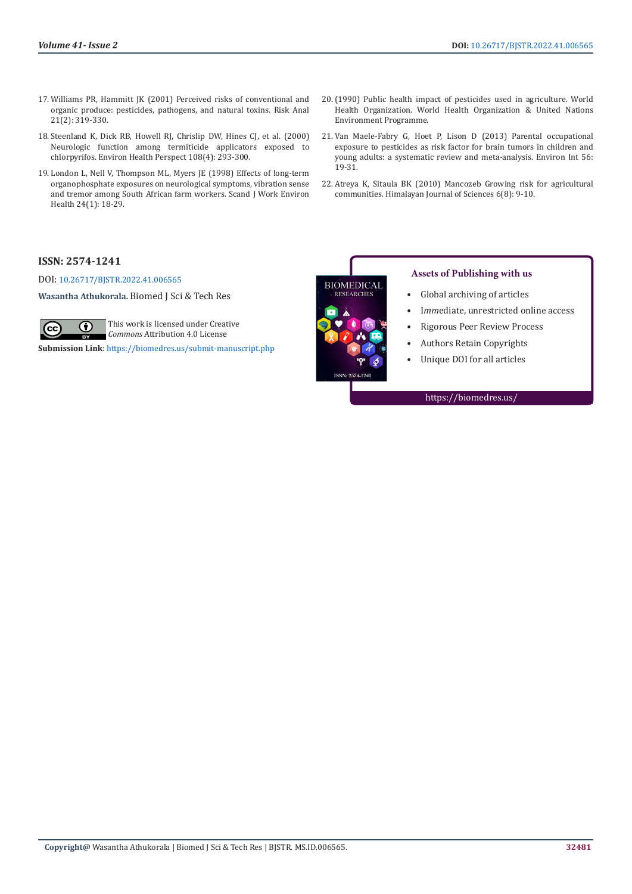17. Williams PR, Hammitt JK (2001) Perceived risks of conventional and organic produce: pesticides, pathogens, and natural toxins. Risk Anal 21(2): 319-330.
18. Steenland K, Dick RB, Howell RJ, Chrislip DW, Hines CJ, et al. (2000) Neurologic function among termiticide applicators exposed to chlorpyrifos. Environ Health Perspect 108(4): 293-300.
19. London L, Nell V, Thompson ML, Myers JE (1998) Effects of long-term organophosphate exposures on neurological symptoms, vibration sense and tremor among South African farm workers. Scand J Work Environ Health 24(1): 18-29.
20. (1990) Public health impact of pesticides used in agriculture. World Health Organization. World Health Organization & United Nations Environment Programme.
21. Van Maele-Fabry G, Hoet P, Lison D (2013) Parental occupational exposure to pesticides as risk factor for brain tumors in children and young adults: a systematic review and meta-analysis. Environ Int 56: 19-31.
22. Atreya K, Sitaula BK (2010) Mancozeb Growing risk for agricultural communities. Himalayan Journal of Sciences 6(8): 9-10.

**ISSN: 2574-1241**

DOI: 10.26717/BJSTR.2022.41.006565

**Wasantha Athukorala.** Biomed J Sci & Tech Res

This work is licensed under Creative *Commons* Attribution 4.0 License

**Submission Link**: https://biomedres.us/submit-manuscript.php

**Assets of Publishing with us**

- Global archiving of articles
- Immediate, unrestricted online access
- Rigorous Peer Review Process
- Authors Retain Copyrights
- Unique DOI for all articles

https://biomedres.us/